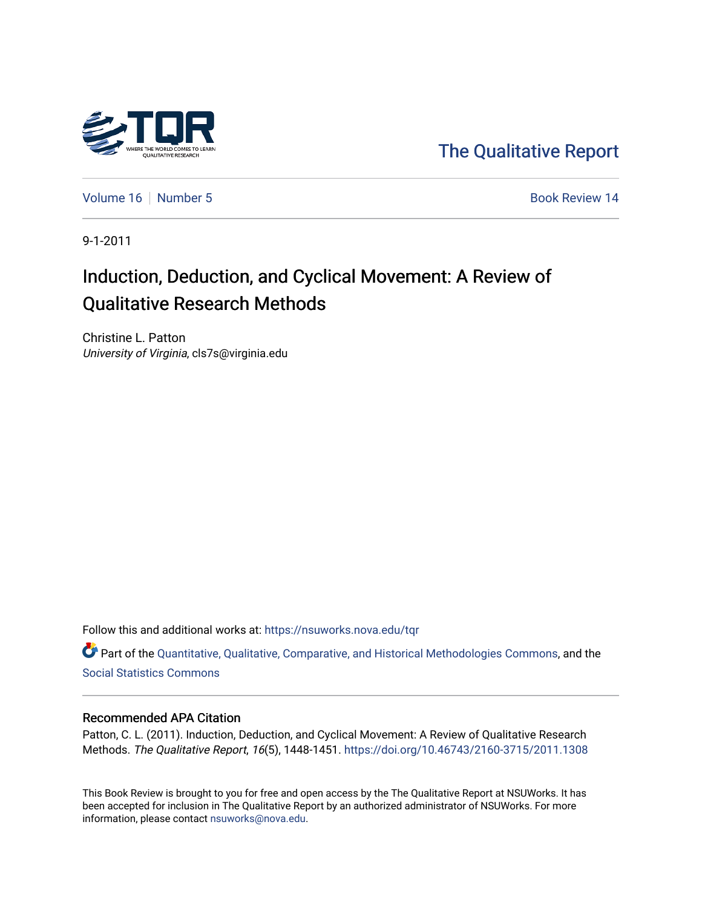The Qualitative Report

Volume 16 | Number 5 | Book Review 14

9-1-2011

# Induction, Deduction, and Cyclical Movement: A Review of Qualitative Research Methods

Christine L. Patton
*University of Virginia*, cls7s@virginia.edu

Follow this and additional works at: https://nsuworks.nova.edu/tqr

Part of the Quantitative, Qualitative, Comparative, and Historical Methodologies Commons, and the Social Statistics Commons

## Recommended APA Citation

Patton, C. L. (2011). Induction, Deduction, and Cyclical Movement: A Review of Qualitative Research Methods. *The Qualitative Report*, *16*(5), 1448-1451. https://doi.org/10.46743/2160-3715/2011.1308

This Book Review is brought to you for free and open access by the The Qualitative Report at NSUWorks. It has been accepted for inclusion in The Qualitative Report by an authorized administrator of NSUWorks. For more information, please contact nsuworks@nova.edu.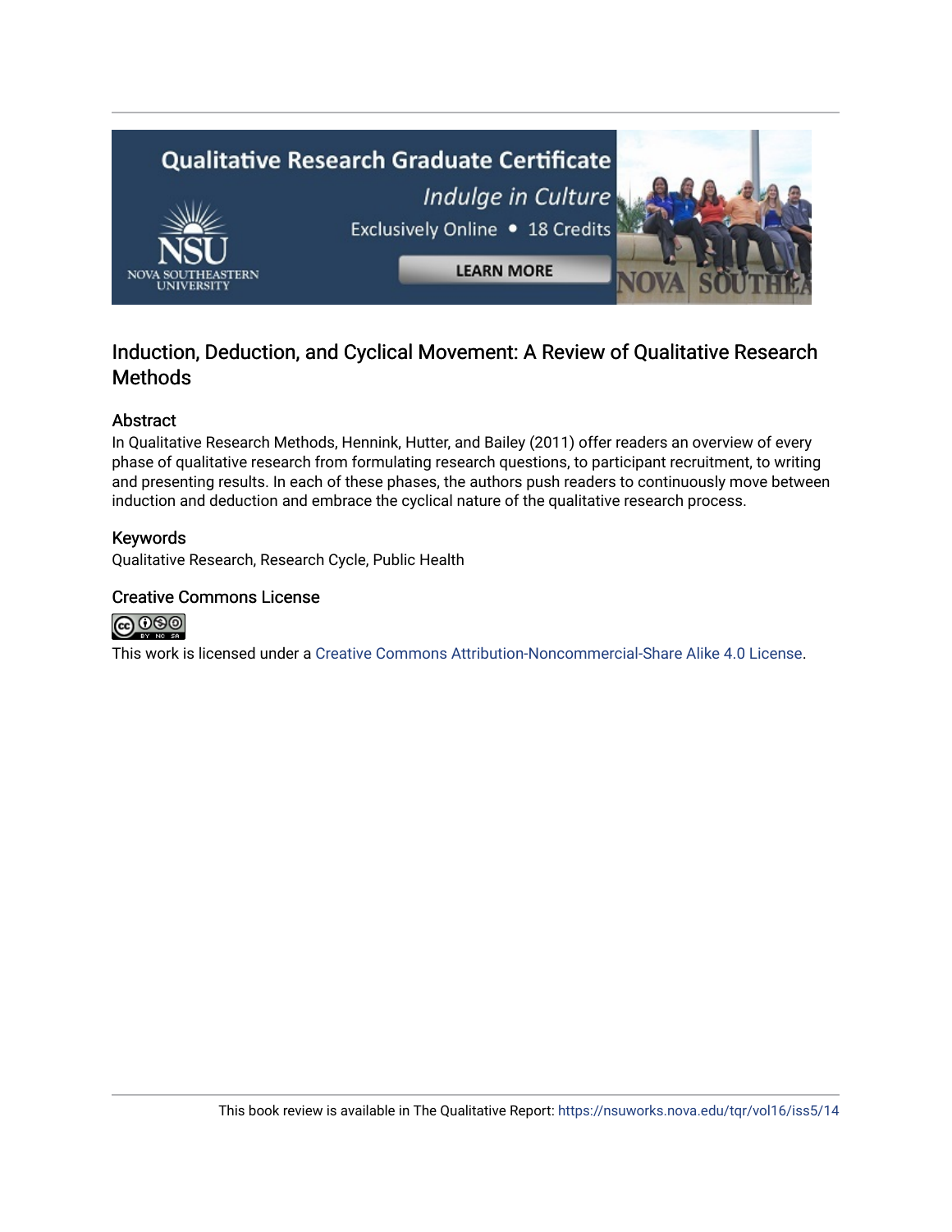# Induction, Deduction, and Cyclical Movement: A Review of Qualitative Research Methods

## Abstract

In Qualitative Research Methods, Hennink, Hutter, and Bailey (2011) offer readers an overview of every phase of qualitative research from formulating research questions, to participant recruitment, to writing and presenting results. In each of these phases, the authors push readers to continuously move between induction and deduction and embrace the cyclical nature of the qualitative research process.

## Keywords

Qualitative Research, Research Cycle, Public Health

## Creative Commons License

This work is licensed under a Creative Commons Attribution-Noncommercial-Share Alike 4.0 License.

This book review is available in The Qualitative Report: https://nsuworks.nova.edu/tqr/vol16/iss5/14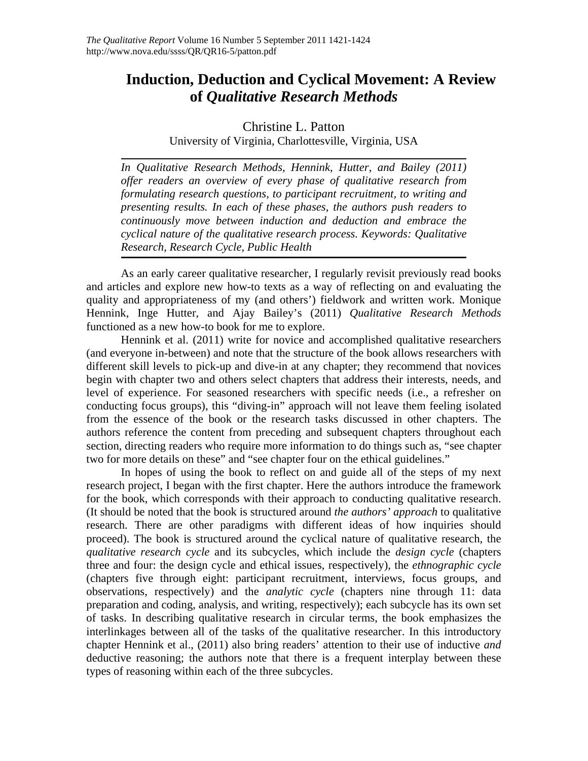# Induction, Deduction and Cyclical Movement: A Review of *Qualitative Research Methods*

Christine L. Patton
University of Virginia, Charlottesville, Virginia, USA

*In Qualitative Research Methods, Hennink, Hutter, and Bailey (2011) offer readers an overview of every phase of qualitative research from formulating research questions, to participant recruitment, to writing and presenting results. In each of these phases, the authors push readers to continuously move between induction and deduction and embrace the cyclical nature of the qualitative research process. Keywords: Qualitative Research, Research Cycle, Public Health*

As an early career qualitative researcher, I regularly revisit previously read books and articles and explore new how-to texts as a way of reflecting on and evaluating the quality and appropriateness of my (and others') fieldwork and written work. Monique Hennink, Inge Hutter, and Ajay Bailey's (2011) *Qualitative Research Methods* functioned as a new how-to book for me to explore.

Hennink et al. (2011) write for novice and accomplished qualitative researchers (and everyone in-between) and note that the structure of the book allows researchers with different skill levels to pick-up and dive-in at any chapter; they recommend that novices begin with chapter two and others select chapters that address their interests, needs, and level of experience. For seasoned researchers with specific needs (i.e., a refresher on conducting focus groups), this "diving-in" approach will not leave them feeling isolated from the essence of the book or the research tasks discussed in other chapters. The authors reference the content from preceding and subsequent chapters throughout each section, directing readers who require more information to do things such as, "see chapter two for more details on these" and "see chapter four on the ethical guidelines."

In hopes of using the book to reflect on and guide all of the steps of my next research project, I began with the first chapter. Here the authors introduce the framework for the book, which corresponds with their approach to conducting qualitative research. (It should be noted that the book is structured around *the authors' approach* to qualitative research. There are other paradigms with different ideas of how inquiries should proceed). The book is structured around the cyclical nature of qualitative research, the *qualitative research cycle* and its subcycles, which include the *design cycle* (chapters three and four: the design cycle and ethical issues, respectively), the *ethnographic cycle* (chapters five through eight: participant recruitment, interviews, focus groups, and observations, respectively) and the *analytic cycle* (chapters nine through 11: data preparation and coding, analysis, and writing, respectively); each subcycle has its own set of tasks. In describing qualitative research in circular terms, the book emphasizes the interlinkages between all of the tasks of the qualitative researcher. In this introductory chapter Hennink et al., (2011) also bring readers' attention to their use of inductive *and* deductive reasoning; the authors note that there is a frequent interplay between these types of reasoning within each of the three subcycles.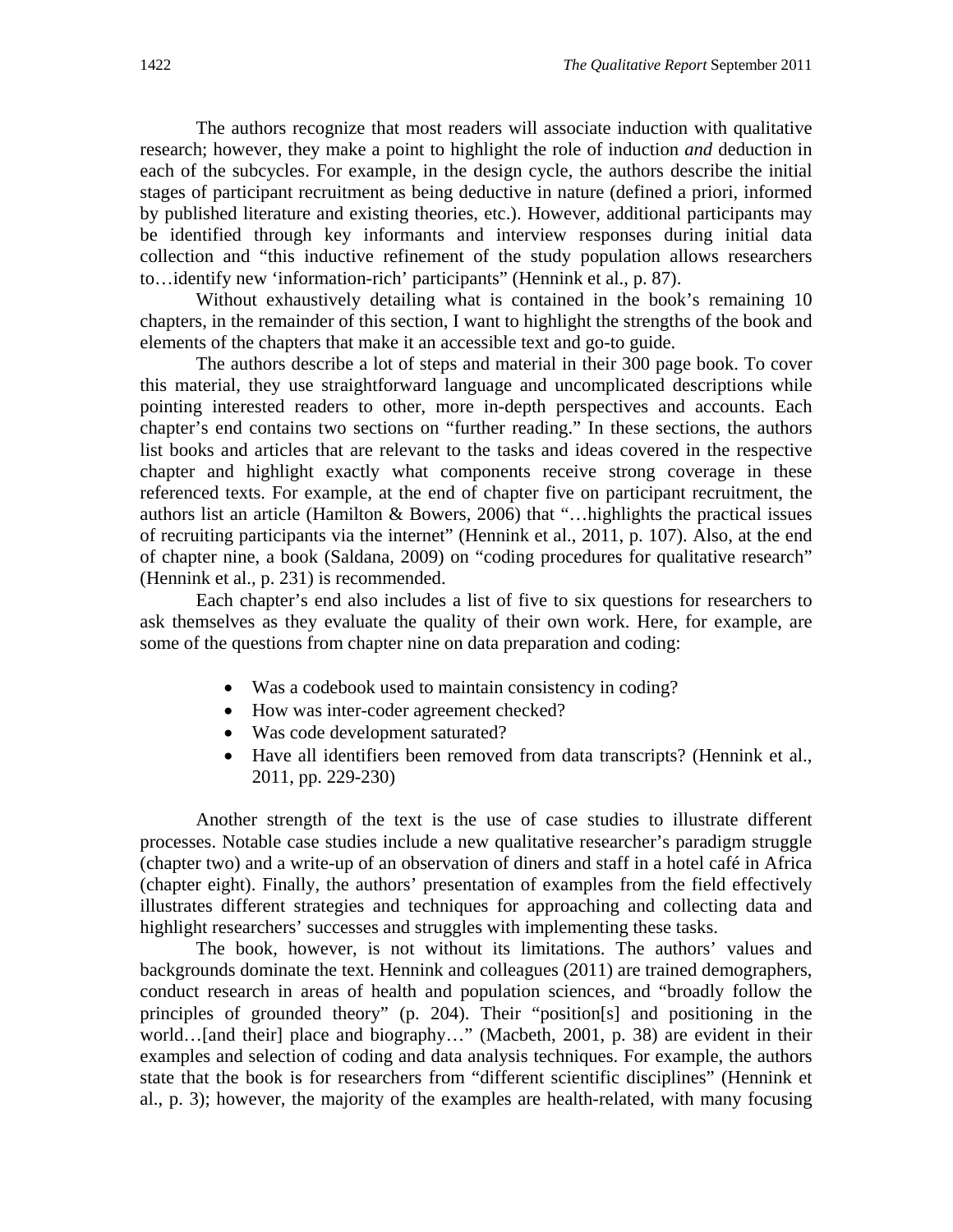The authors recognize that most readers will associate induction with qualitative research; however, they make a point to highlight the role of induction *and* deduction in each of the subcycles. For example, in the design cycle, the authors describe the initial stages of participant recruitment as being deductive in nature (defined a priori, informed by published literature and existing theories, etc.). However, additional participants may be identified through key informants and interview responses during initial data collection and "this inductive refinement of the study population allows researchers to…identify new 'information-rich' participants" (Hennink et al., p. 87).

Without exhaustively detailing what is contained in the book's remaining 10 chapters, in the remainder of this section, I want to highlight the strengths of the book and elements of the chapters that make it an accessible text and go-to guide.

The authors describe a lot of steps and material in their 300 page book. To cover this material, they use straightforward language and uncomplicated descriptions while pointing interested readers to other, more in-depth perspectives and accounts. Each chapter's end contains two sections on "further reading." In these sections, the authors list books and articles that are relevant to the tasks and ideas covered in the respective chapter and highlight exactly what components receive strong coverage in these referenced texts. For example, at the end of chapter five on participant recruitment, the authors list an article (Hamilton & Bowers, 2006) that "…highlights the practical issues of recruiting participants via the internet" (Hennink et al., 2011, p. 107). Also, at the end of chapter nine, a book (Saldana, 2009) on "coding procedures for qualitative research" (Hennink et al., p. 231) is recommended.

Each chapter's end also includes a list of five to six questions for researchers to ask themselves as they evaluate the quality of their own work. Here, for example, are some of the questions from chapter nine on data preparation and coding:

- Was a codebook used to maintain consistency in coding?
- How was inter-coder agreement checked?
- Was code development saturated?
- Have all identifiers been removed from data transcripts? (Hennink et al., 2011, pp. 229-230)

Another strength of the text is the use of case studies to illustrate different processes. Notable case studies include a new qualitative researcher's paradigm struggle (chapter two) and a write-up of an observation of diners and staff in a hotel café in Africa (chapter eight). Finally, the authors' presentation of examples from the field effectively illustrates different strategies and techniques for approaching and collecting data and highlight researchers' successes and struggles with implementing these tasks.

The book, however, is not without its limitations. The authors' values and backgrounds dominate the text. Hennink and colleagues (2011) are trained demographers, conduct research in areas of health and population sciences, and "broadly follow the principles of grounded theory" (p. 204). Their "position[s] and positioning in the world…[and their] place and biography…" (Macbeth, 2001, p. 38) are evident in their examples and selection of coding and data analysis techniques. For example, the authors state that the book is for researchers from "different scientific disciplines" (Hennink et al., p. 3); however, the majority of the examples are health-related, with many focusing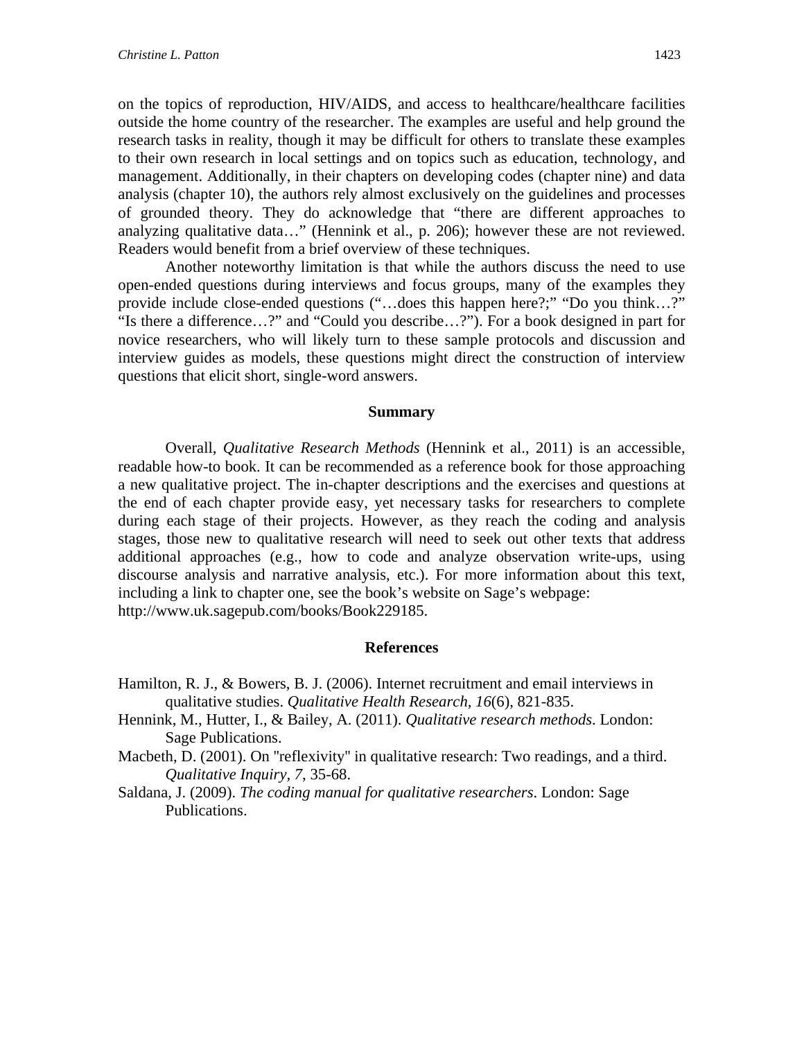on the topics of reproduction, HIV/AIDS, and access to healthcare/healthcare facilities outside the home country of the researcher. The examples are useful and help ground the research tasks in reality, though it may be difficult for others to translate these examples to their own research in local settings and on topics such as education, technology, and management. Additionally, in their chapters on developing codes (chapter nine) and data analysis (chapter 10), the authors rely almost exclusively on the guidelines and processes of grounded theory. They do acknowledge that "there are different approaches to analyzing qualitative data…" (Hennink et al., p. 206); however these are not reviewed. Readers would benefit from a brief overview of these techniques.

Another noteworthy limitation is that while the authors discuss the need to use open-ended questions during interviews and focus groups, many of the examples they provide include close-ended questions ("…does this happen here?;" "Do you think…?" "Is there a difference…?" and "Could you describe…?"). For a book designed in part for novice researchers, who will likely turn to these sample protocols and discussion and interview guides as models, these questions might direct the construction of interview questions that elicit short, single-word answers.

## Summary

Overall, *Qualitative Research Methods* (Hennink et al., 2011) is an accessible, readable how-to book. It can be recommended as a reference book for those approaching a new qualitative project. The in-chapter descriptions and the exercises and questions at the end of each chapter provide easy, yet necessary tasks for researchers to complete during each stage of their projects. However, as they reach the coding and analysis stages, those new to qualitative research will need to seek out other texts that address additional approaches (e.g., how to code and analyze observation write-ups, using discourse analysis and narrative analysis, etc.). For more information about this text, including a link to chapter one, see the book's website on Sage's webpage: http://www.uk.sagepub.com/books/Book229185.

## References

Hamilton, R. J., & Bowers, B. J. (2006). Internet recruitment and email interviews in qualitative studies. *Qualitative Health Research, 16*(6), 821-835.

Hennink, M., Hutter, I., & Bailey, A. (2011). *Qualitative research methods*. London: Sage Publications.

Macbeth, D. (2001). On "reflexivity" in qualitative research: Two readings, and a third. *Qualitative Inquiry, 7*, 35-68.

Saldana, J. (2009). *The coding manual for qualitative researchers*. London: Sage Publications.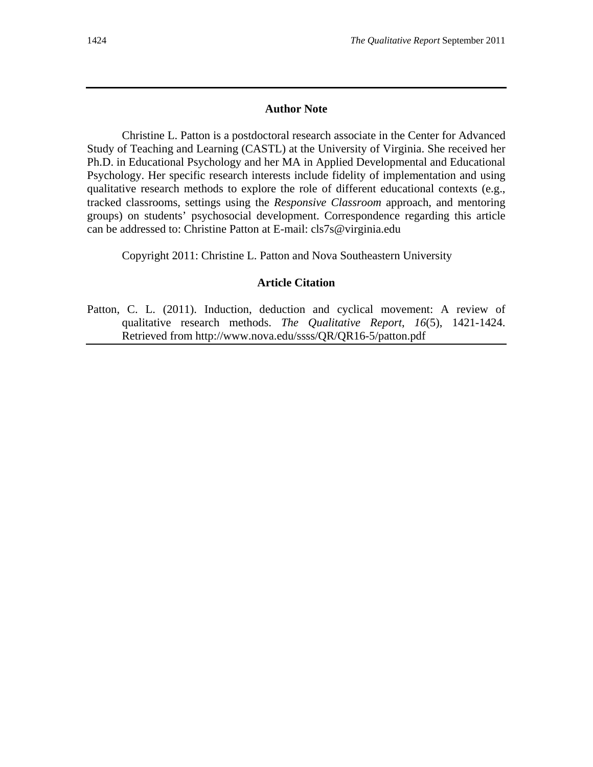## Author Note

Christine L. Patton is a postdoctoral research associate in the Center for Advanced Study of Teaching and Learning (CASTL) at the University of Virginia. She received her Ph.D. in Educational Psychology and her MA in Applied Developmental and Educational Psychology. Her specific research interests include fidelity of implementation and using qualitative research methods to explore the role of different educational contexts (e.g., tracked classrooms, settings using the *Responsive Classroom* approach, and mentoring groups) on students' psychosocial development. Correspondence regarding this article can be addressed to: Christine Patton at E-mail: cls7s@virginia.edu

Copyright 2011: Christine L. Patton and Nova Southeastern University

## Article Citation

Patton, C. L. (2011). Induction, deduction and cyclical movement: A review of qualitative research methods. *The Qualitative Report*, *16*(5), 1421-1424. Retrieved from http://www.nova.edu/ssss/QR/QR16-5/patton.pdf